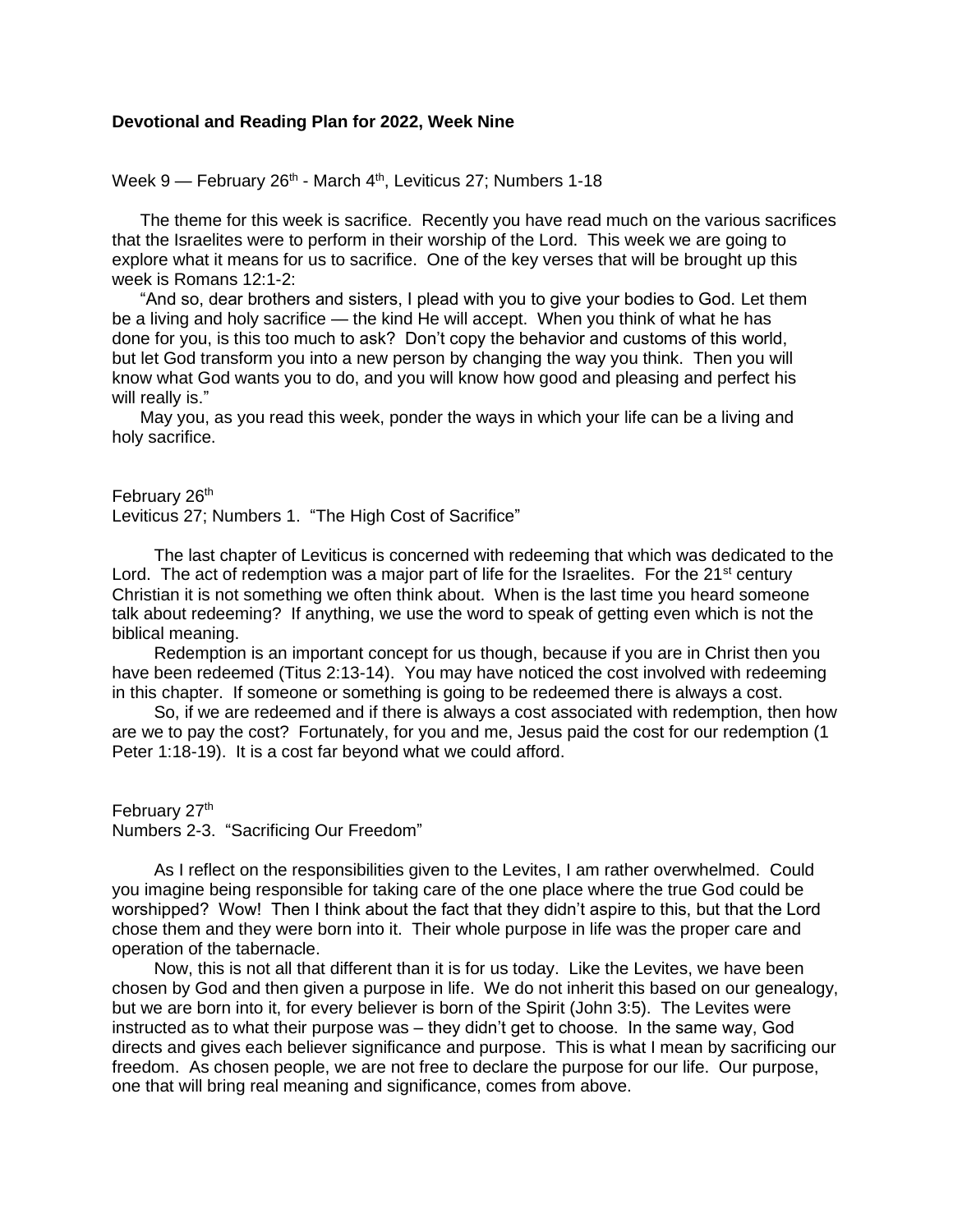**Devotional and Reading Plan for 2022, Week Nine**

Week 9 — February 26th - March 4th, Leviticus 27; Numbers 1-18

The theme for this week is sacrifice. Recently you have read much on the various sacrifices that the Israelites were to perform in their worship of the Lord. This week we are going to explore what it means for us to sacrifice. One of the key verses that will be brought up this week is Romans 12:1-2:

"And so, dear brothers and sisters, I plead with you to give your bodies to God. Let them be a living and holy sacrifice — the kind He will accept. When you think of what he has done for you, is this too much to ask? Don't copy the behavior and customs of this world, but let God transform you into a new person by changing the way you think. Then you will know what God wants you to do, and you will know how good and pleasing and perfect his will really is."

May you, as you read this week, ponder the ways in which your life can be a living and holy sacrifice.

February 26th
Leviticus 27; Numbers 1. "The High Cost of Sacrifice"

The last chapter of Leviticus is concerned with redeeming that which was dedicated to the Lord. The act of redemption was a major part of life for the Israelites. For the 21st century Christian it is not something we often think about. When is the last time you heard someone talk about redeeming? If anything, we use the word to speak of getting even which is not the biblical meaning.

Redemption is an important concept for us though, because if you are in Christ then you have been redeemed (Titus 2:13-14). You may have noticed the cost involved with redeeming in this chapter. If someone or something is going to be redeemed there is always a cost.

So, if we are redeemed and if there is always a cost associated with redemption, then how are we to pay the cost? Fortunately, for you and me, Jesus paid the cost for our redemption (1 Peter 1:18-19). It is a cost far beyond what we could afford.

February 27th
Numbers 2-3. "Sacrificing Our Freedom"

As I reflect on the responsibilities given to the Levites, I am rather overwhelmed. Could you imagine being responsible for taking care of the one place where the true God could be worshipped? Wow! Then I think about the fact that they didn't aspire to this, but that the Lord chose them and they were born into it. Their whole purpose in life was the proper care and operation of the tabernacle.

Now, this is not all that different than it is for us today. Like the Levites, we have been chosen by God and then given a purpose in life. We do not inherit this based on our genealogy, but we are born into it, for every believer is born of the Spirit (John 3:5). The Levites were instructed as to what their purpose was – they didn't get to choose. In the same way, God directs and gives each believer significance and purpose. This is what I mean by sacrificing our freedom. As chosen people, we are not free to declare the purpose for our life. Our purpose, one that will bring real meaning and significance, comes from above.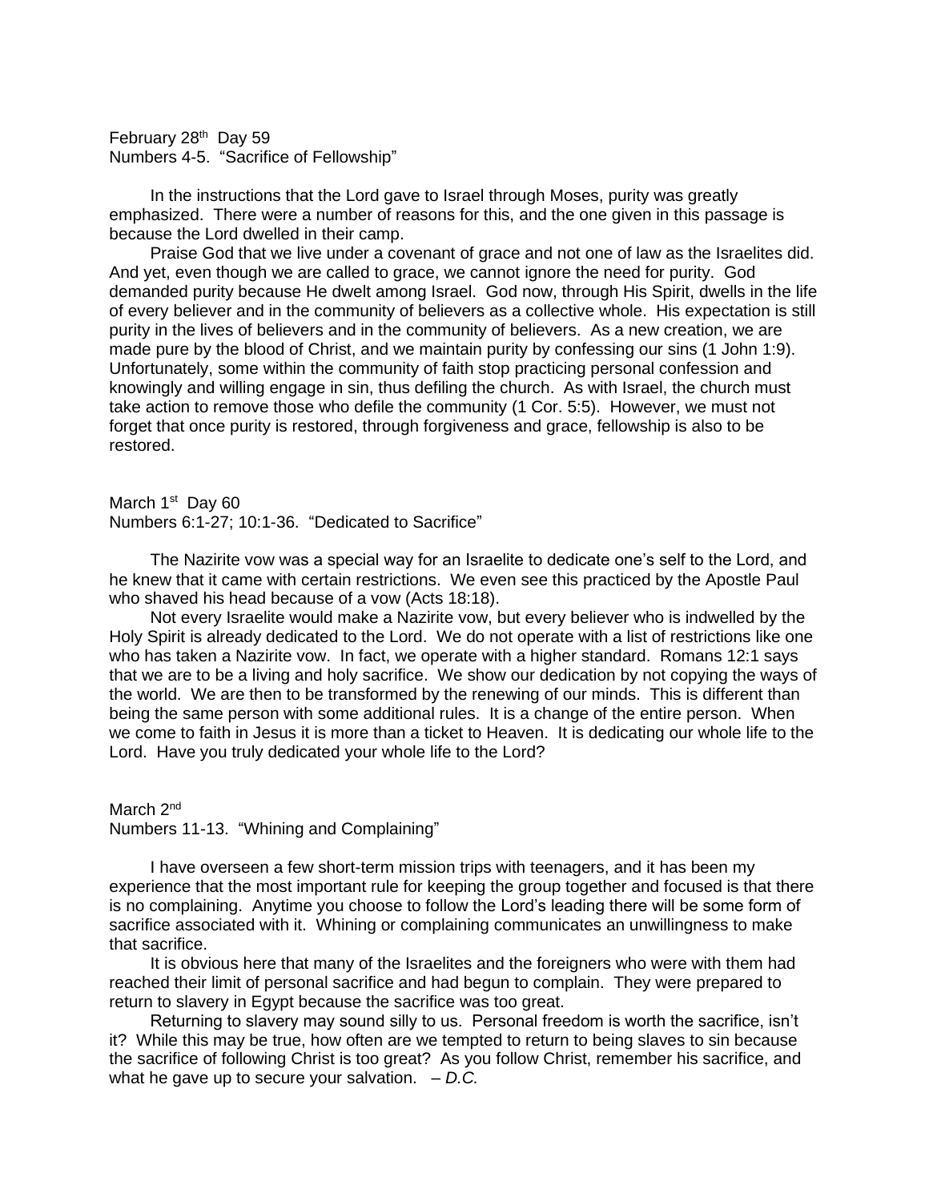February 28th Day 59
Numbers 4-5. "Sacrifice of Fellowship"

In the instructions that the Lord gave to Israel through Moses, purity was greatly emphasized. There were a number of reasons for this, and the one given in this passage is because the Lord dwelled in their camp.

Praise God that we live under a covenant of grace and not one of law as the Israelites did. And yet, even though we are called to grace, we cannot ignore the need for purity. God demanded purity because He dwelt among Israel. God now, through His Spirit, dwells in the life of every believer and in the community of believers as a collective whole. His expectation is still purity in the lives of believers and in the community of believers. As a new creation, we are made pure by the blood of Christ, and we maintain purity by confessing our sins (1 John 1:9). Unfortunately, some within the community of faith stop practicing personal confession and knowingly and willing engage in sin, thus defiling the church. As with Israel, the church must take action to remove those who defile the community (1 Cor. 5:5). However, we must not forget that once purity is restored, through forgiveness and grace, fellowship is also to be restored.

March 1st Day 60
Numbers 6:1-27; 10:1-36. "Dedicated to Sacrifice"

The Nazirite vow was a special way for an Israelite to dedicate one's self to the Lord, and he knew that it came with certain restrictions. We even see this practiced by the Apostle Paul who shaved his head because of a vow (Acts 18:18).

Not every Israelite would make a Nazirite vow, but every believer who is indwelled by the Holy Spirit is already dedicated to the Lord. We do not operate with a list of restrictions like one who has taken a Nazirite vow. In fact, we operate with a higher standard. Romans 12:1 says that we are to be a living and holy sacrifice. We show our dedication by not copying the ways of the world. We are then to be transformed by the renewing of our minds. This is different than being the same person with some additional rules. It is a change of the entire person. When we come to faith in Jesus it is more than a ticket to Heaven. It is dedicating our whole life to the Lord. Have you truly dedicated your whole life to the Lord?

March 2nd
Numbers 11-13. "Whining and Complaining"

I have overseen a few short-term mission trips with teenagers, and it has been my experience that the most important rule for keeping the group together and focused is that there is no complaining. Anytime you choose to follow the Lord's leading there will be some form of sacrifice associated with it. Whining or complaining communicates an unwillingness to make that sacrifice.

It is obvious here that many of the Israelites and the foreigners who were with them had reached their limit of personal sacrifice and had begun to complain. They were prepared to return to slavery in Egypt because the sacrifice was too great.

Returning to slavery may sound silly to us. Personal freedom is worth the sacrifice, isn't it? While this may be true, how often are we tempted to return to being slaves to sin because the sacrifice of following Christ is too great? As you follow Christ, remember his sacrifice, and what he gave up to secure your salvation. *– D.C.*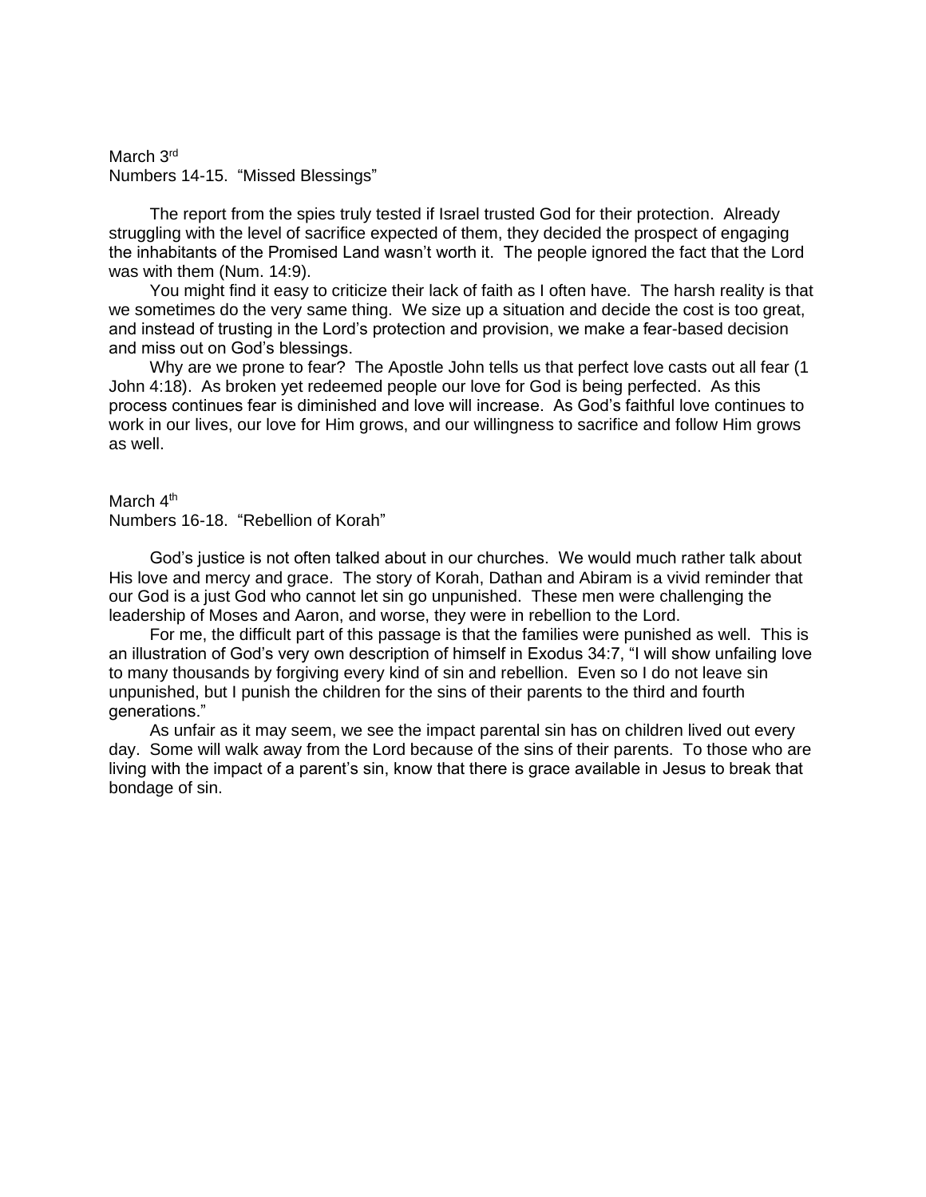March 3rd
Numbers 14-15. "Missed Blessings"

The report from the spies truly tested if Israel trusted God for their protection. Already struggling with the level of sacrifice expected of them, they decided the prospect of engaging the inhabitants of the Promised Land wasn't worth it. The people ignored the fact that the Lord was with them (Num. 14:9).

You might find it easy to criticize their lack of faith as I often have. The harsh reality is that we sometimes do the very same thing. We size up a situation and decide the cost is too great, and instead of trusting in the Lord's protection and provision, we make a fear-based decision and miss out on God's blessings.

Why are we prone to fear? The Apostle John tells us that perfect love casts out all fear (1 John 4:18). As broken yet redeemed people our love for God is being perfected. As this process continues fear is diminished and love will increase. As God's faithful love continues to work in our lives, our love for Him grows, and our willingness to sacrifice and follow Him grows as well.

March 4th
Numbers 16-18. "Rebellion of Korah"

God's justice is not often talked about in our churches. We would much rather talk about His love and mercy and grace. The story of Korah, Dathan and Abiram is a vivid reminder that our God is a just God who cannot let sin go unpunished. These men were challenging the leadership of Moses and Aaron, and worse, they were in rebellion to the Lord.

For me, the difficult part of this passage is that the families were punished as well. This is an illustration of God's very own description of himself in Exodus 34:7, "I will show unfailing love to many thousands by forgiving every kind of sin and rebellion. Even so I do not leave sin unpunished, but I punish the children for the sins of their parents to the third and fourth generations."

As unfair as it may seem, we see the impact parental sin has on children lived out every day. Some will walk away from the Lord because of the sins of their parents. To those who are living with the impact of a parent's sin, know that there is grace available in Jesus to break that bondage of sin.